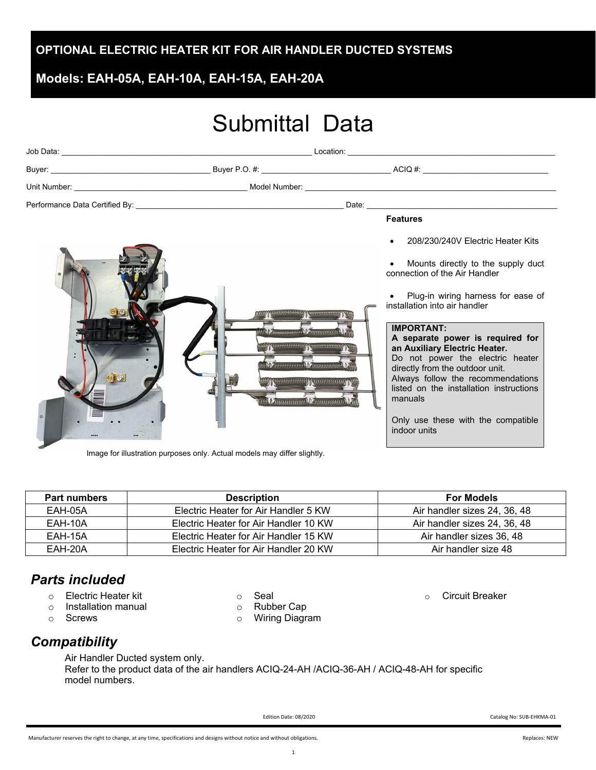**OPTIONAL ELECTRIC HEATER KIT FOR AIR HANDLER DUCTED SYSTEMS**

**Models: EAH-05A, EAH-10A, EAH-15A, EAH-20A**

# Submittal Data

Job Data: ______________________________ Location: ______________________________

Buyer: ______________________ Buyer P.O. #: ______________________ ACIQ #: ______________________

Unit Number: ______________________________ Model Number: ______________________________

Performance Data Certified By: ______________________________ Date: ______________________________

**Features**

- 208/230/240V Electric Heater Kits
- Mounts directly to the supply duct connection of the Air Handler
- Plug-in wiring harness for ease of installation into air handler

**IMPORTANT:**
**A separate power is required for an Auxiliary Electric Heater.**
Do not power the electric heater directly from the outdoor unit.
Always follow the recommendations listed on the installation instructions manuals

Only use these with the compatible indoor units

Image for illustration purposes only. Actual models may differ slightly.

| Part numbers | Description | For Models |
|---|---|---|
| EAH-05A | Electric Heater for Air Handler 5 KW | Air handler sizes 24, 36, 48 |
| EAH-10A | Electric Heater for Air Handler 10 KW | Air handler sizes 24, 36, 48 |
| EAH-15A | Electric Heater for Air Handler 15 KW | Air handler sizes 36, 48 |
| EAH-20A | Electric Heater for Air Handler 20 KW | Air handler size 48 |

## *Parts included*

- Electric Heater kit
- Installation manual
- Screws
- Seal
- Rubber Cap
- Wiring Diagram
- Circuit Breaker

## *Compatibility*

Air Handler Ducted system only.
Refer to the product data of the air handlers ACIQ-24-AH /ACIQ-36-AH / ACIQ-48-AH for specific model numbers.

Edition Date: 08/2020

Catalog No: SUB-EHKMA-01

Manufacturer reserves the right to change, at any time, specifications and designs without notice and without obligations.

Replaces: NEW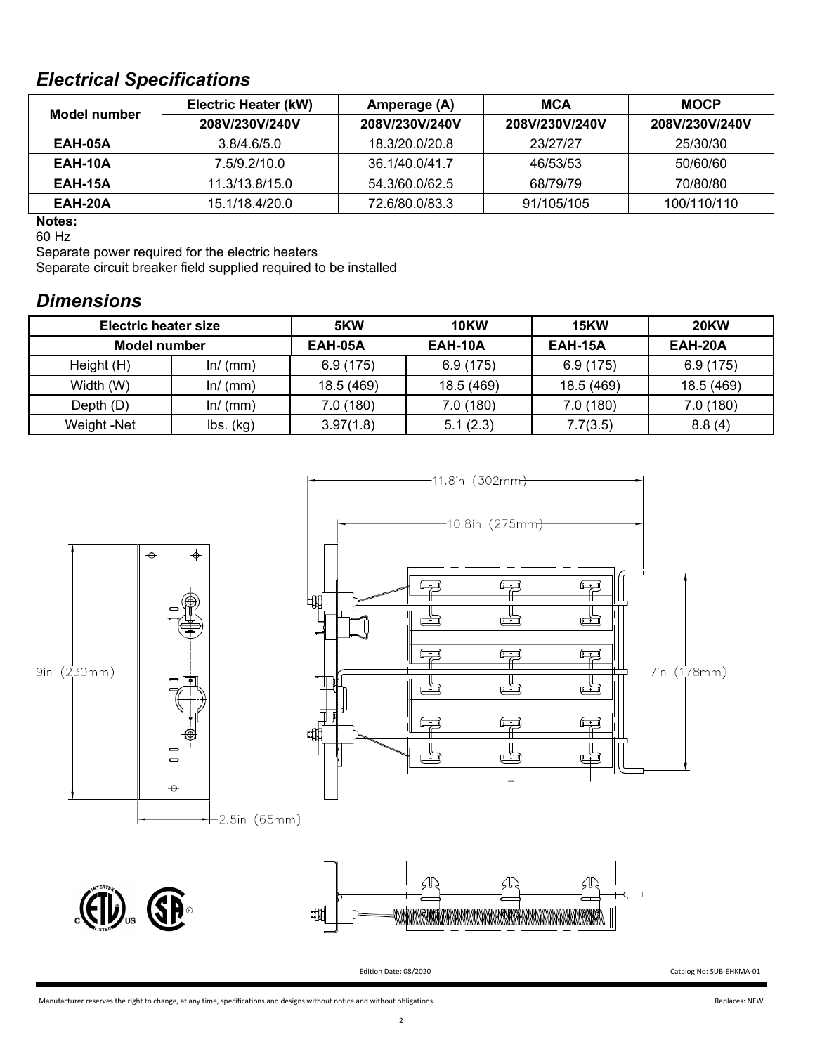## *Electrical Specifications*

| Model number | Electric Heater (kW) | Amperage (A) | MCA | MOCP |
|---|---|---|---|---|
| | 208V/230V/240V | 208V/230V/240V | 208V/230V/240V | 208V/230V/240V |
| **EAH-05A** | 3.8/4.6/5.0 | 18.3/20.0/20.8 | 23/27/27 | 25/30/30 |
| **EAH-10A** | 7.5/9.2/10.0 | 36.1/40.0/41.7 | 46/53/53 | 50/60/60 |
| **EAH-15A** | 11.3/13.8/15.0 | 54.3/60.0/62.5 | 68/79/79 | 70/80/80 |
| **EAH-20A** | 15.1/18.4/20.0 | 72.6/80.0/83.3 | 91/105/105 | 100/110/110 |

**Notes:**

60 Hz

Separate power required for the electric heaters

Separate circuit breaker field supplied required to be installed

## *Dimensions*

| Electric heater size | | 5KW | 10KW | 15KW | 20KW |
|---|---|---|---|---|---|
| **Model number** | | **EAH-05A** | **EAH-10A** | **EAH-15A** | **EAH-20A** |
| Height (H) | In/ (mm) | 6.9 (175) | 6.9 (175) | 6.9 (175) | 6.9 (175) |
| Width (W) | In/ (mm) | 18.5 (469) | 18.5 (469) | 18.5 (469) | 18.5 (469) |
| Depth (D) | In/ (mm) | 7.0 (180) | 7.0 (180) | 7.0 (180) | 7.0 (180) |
| Weight -Net | lbs. (kg) | 3.97(1.8) | 5.1 (2.3) | 7.7(3.5) | 8.8 (4) |

11.8in (302mm)

10.8in (275mm)

9in (230mm)

7in (178mm)

2.5in (65mm)

Edition Date: 08/2020

Catalog No: SUB-EHKMA-01

Manufacturer reserves the right to change, at any time, specifications and designs without notice and without obligations.

Replaces: NEW